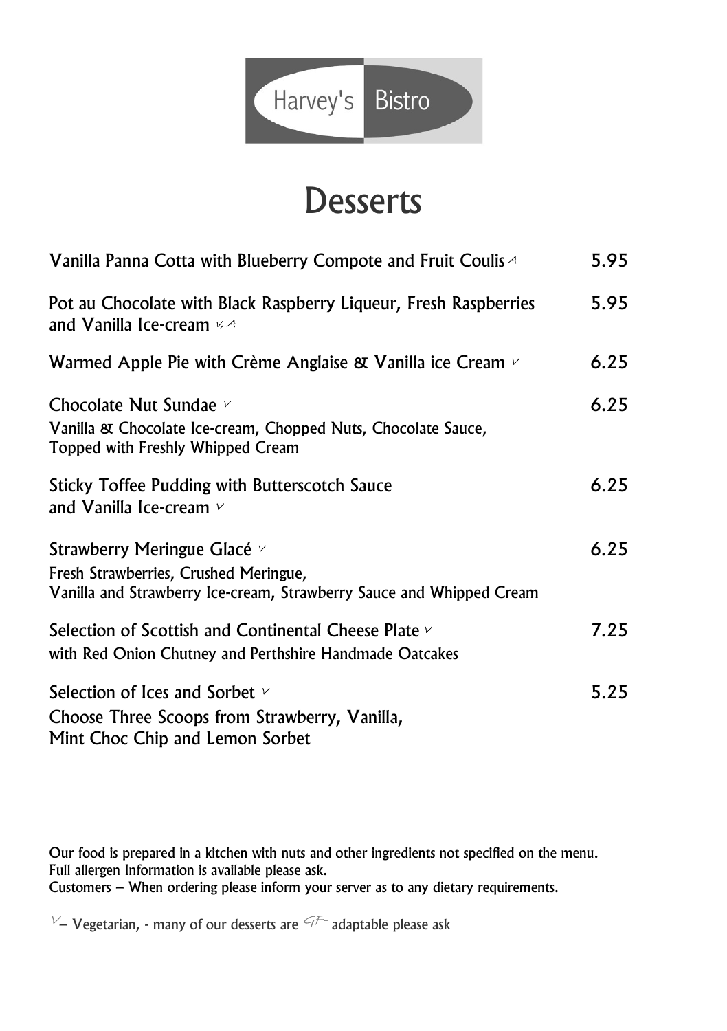Harvey's Bistro

# Desserts

Vanilla Panna Cotta with Blueberry Compote and Fruit Coulis A — 5.95

Pot au Chocolate with Black Raspberry Liqueur, Fresh Raspberries and Vanilla Ice-cream V, A — 5.95

Warmed Apple Pie with Crème Anglaise & Vanilla ice Cream V — 6.25

Chocolate Nut Sundae V — 6.25
Vanilla & Chocolate Ice-cream, Chopped Nuts, Chocolate Sauce, Topped with Freshly Whipped Cream

Sticky Toffee Pudding with Butterscotch Sauce and Vanilla Ice-cream V — 6.25

Strawberry Meringue Glacé V — 6.25
Fresh Strawberries, Crushed Meringue, Vanilla and Strawberry Ice-cream, Strawberry Sauce and Whipped Cream

Selection of Scottish and Continental Cheese Plate V — 7.25
with Red Onion Chutney and Perthshire Handmade Oatcakes

Selection of Ices and Sorbet V — 5.25
Choose Three Scoops from Strawberry, Vanilla, Mint Choc Chip and Lemon Sorbet

Our food is prepared in a kitchen with nuts and other ingredients not specified on the menu.
Full allergen Information is available please ask.
Customers – When ordering please inform your server as to any dietary requirements.

V – Vegetarian, - many of our desserts are GF- adaptable please ask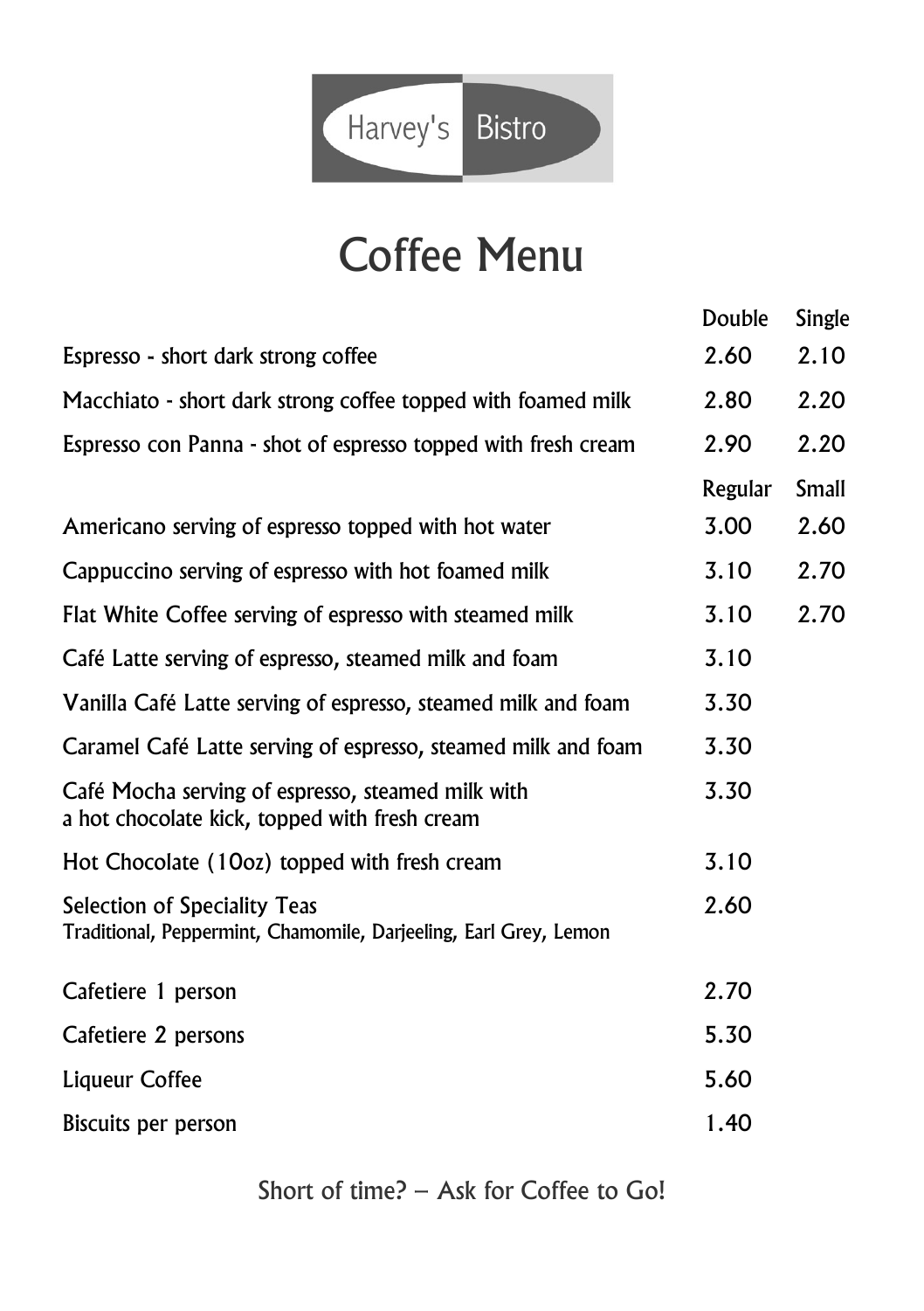Harvey's Bistro

# Coffee Menu

| | Double | Single |
|---|---|---|
| Espresso - short dark strong coffee | 2.60 | 2.10 |
| Macchiato - short dark strong coffee topped with foamed milk | 2.80 | 2.20 |
| Espresso con Panna - shot of espresso topped with fresh cream | 2.90 | 2.20 |
| | Regular | Small |
| Americano serving of espresso topped with hot water | 3.00 | 2.60 |
| Cappuccino serving of espresso with hot foamed milk | 3.10 | 2.70 |
| Flat White Coffee serving of espresso with steamed milk | 3.10 | 2.70 |
| Café Latte serving of espresso, steamed milk and foam | 3.10 | |
| Vanilla Café Latte serving of espresso, steamed milk and foam | 3.30 | |
| Caramel Café Latte serving of espresso, steamed milk and foam | 3.30 | |
| Café Mocha serving of espresso, steamed milk with a hot chocolate kick, topped with fresh cream | 3.30 | |
| Hot Chocolate (10oz) topped with fresh cream | 3.10 | |
| Selection of Speciality Teas<br>Traditional, Peppermint, Chamomile, Darjeeling, Earl Grey, Lemon | 2.60 | |
| Cafetiere 1 person | 2.70 | |
| Cafetiere 2 persons | 5.30 | |
| Liqueur Coffee | 5.60 | |
| Biscuits per person | 1.40 | |

Short of time? – Ask for Coffee to Go!